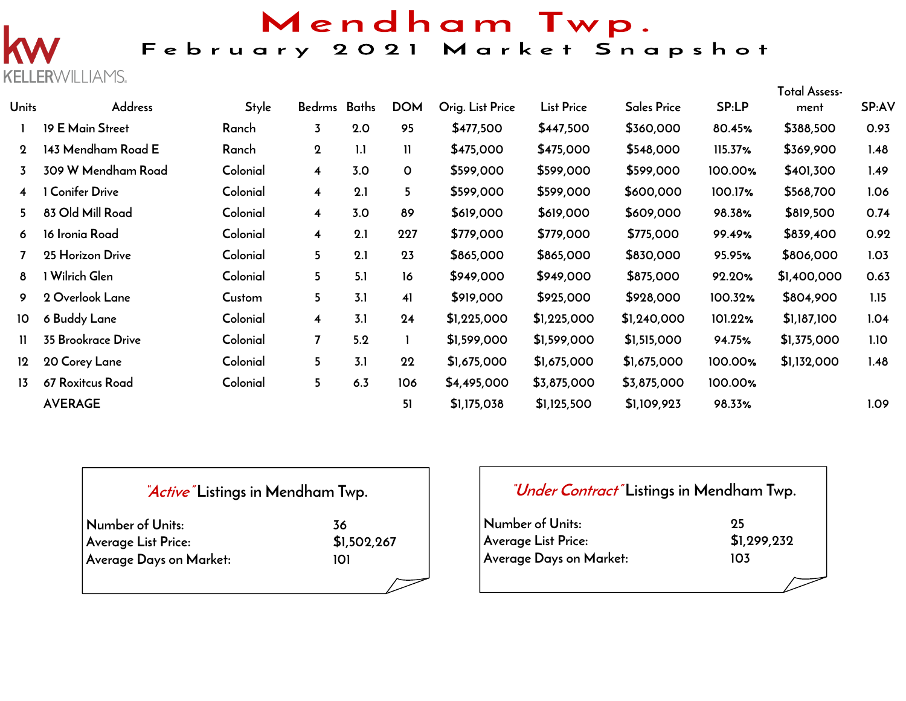# Mendham Twp.

## February 2021 Market Snapshot

KELLERWILLIAMS.

| Units | Address | Style | Bedrms | Baths | DOM | Orig. List Price | List Price | Sales Price | SP:LP | Total Assess-ment | SP:AV |
|---|---|---|---|---|---|---|---|---|---|---|---|
| 1 | 19 E Main Street | Ranch | 3 | 2.0 | 95 | $477,500 | $447,500 | $360,000 | 80.45% | $388,500 | 0.93 |
| 2 | 143 Mendham Road E | Ranch | 2 | 1.1 | 11 | $475,000 | $475,000 | $548,000 | 115.37% | $369,900 | 1.48 |
| 3 | 309 W Mendham Road | Colonial | 4 | 3.0 | 0 | $599,000 | $599,000 | $599,000 | 100.00% | $401,300 | 1.49 |
| 4 | 1 Conifer Drive | Colonial | 4 | 2.1 | 5 | $599,000 | $599,000 | $600,000 | 100.17% | $568,700 | 1.06 |
| 5 | 83 Old Mill Road | Colonial | 4 | 3.0 | 89 | $619,000 | $619,000 | $609,000 | 98.38% | $819,500 | 0.74 |
| 6 | 16 Ironia Road | Colonial | 4 | 2.1 | 227 | $779,000 | $779,000 | $775,000 | 99.49% | $839,400 | 0.92 |
| 7 | 25 Horizon Drive | Colonial | 5 | 2.1 | 23 | $865,000 | $865,000 | $830,000 | 95.95% | $806,000 | 1.03 |
| 8 | 1 Wilrich Glen | Colonial | 5 | 5.1 | 16 | $949,000 | $949,000 | $875,000 | 92.20% | $1,400,000 | 0.63 |
| 9 | 2 Overlook Lane | Custom | 5 | 3.1 | 41 | $919,000 | $925,000 | $928,000 | 100.32% | $804,900 | 1.15 |
| 10 | 6 Buddy Lane | Colonial | 4 | 3.1 | 24 | $1,225,000 | $1,225,000 | $1,240,000 | 101.22% | $1,187,100 | 1.04 |
| 11 | 35 Brookrace Drive | Colonial | 7 | 5.2 | 1 | $1,599,000 | $1,599,000 | $1,515,000 | 94.75% | $1,375,000 | 1.10 |
| 12 | 20 Corey Lane | Colonial | 5 | 3.1 | 22 | $1,675,000 | $1,675,000 | $1,675,000 | 100.00% | $1,132,000 | 1.48 |
| 13 | 67 Roxitcus Road | Colonial | 5 | 6.3 | 106 | $4,495,000 | $3,875,000 | $3,875,000 | 100.00% | | |
| | AVERAGE | | | | 51 | $1,175,038 | $1,125,500 | $1,109,923 | 98.33% | | 1.09 |

### *"Active"* Listings in Mendham Twp.

| | |
|---|---|
| Number of Units: | 36 |
| Average List Price: | $1,502,267 |
| Average Days on Market: | 101 |

### *"Under Contract"* Listings in Mendham Twp.

| | |
|---|---|
| Number of Units: | 25 |
| Average List Price: | $1,299,232 |
| Average Days on Market: | 103 |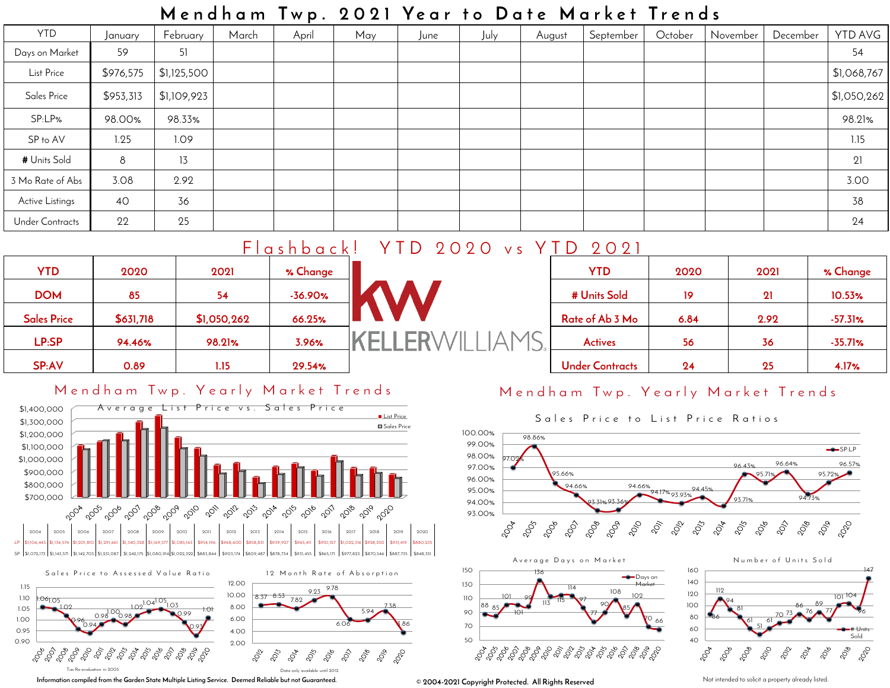# Mendham Twp. 2021 Year to Date Market Trends

| YTD | January | February | March | April | May | June | July | August | September | October | November | December | YTD AVG |
|---|---|---|---|---|---|---|---|---|---|---|---|---|---|
| Days on Market | 59 | 51 | | | | | | | | | | | 54 |
| List Price | $976,575 | $1,125,500 | | | | | | | | | | | $1,068,767 |
| Sales Price | $953,313 | $1,109,923 | | | | | | | | | | | $1,050,262 |
| SP:LP% | 98.00% | 98.33% | | | | | | | | | | | 98.21% |
| SP to AV | 1.25 | 1.09 | | | | | | | | | | | 1.15 |
| # Units Sold | 8 | 13 | | | | | | | | | | | 21 |
| 3 Mo Rate of Abs | 3.08 | 2.92 | | | | | | | | | | | 3.00 |
| Active Listings | 40 | 36 | | | | | | | | | | | 38 |
| Under Contracts | 22 | 25 | | | | | | | | | | | 24 |

## Flashback! YTD 2020 vs YTD 2021

| YTD | 2020 | 2021 | % Change |
|---|---|---|---|
| DOM | 85 | 54 | -36.90% |
| Sales Price | $631,718 | $1,050,262 | 66.25% |
| LP:SP | 94.46% | 98.21% | 3.96% |
| SP:AV | 0.89 | 1.15 | 29.54% |

| YTD | 2020 | 2021 | % Change |
|---|---|---|---|
| # Units Sold | 19 | 21 | 10.53% |
| Rate of Ab 3 Mo | 6.84 | 2.92 | -57.31% |
| Actives | 56 | 36 | -35.71% |
| Under Contracts | 24 | 25 | 4.17% |

KELLERWILLIAMS

## Mendham Twp. Yearly Market Trends

Average List Price vs. Sales Price

List Price
Sales Price

| | 2004 | 2005 | 2006 | 2007 | 2008 | 2009 | 2010 | 2011 | 2012 | 2013 | 2014 | 2015 | 2016 | 2017 | 2018 | 2019 | 2020 |
|---|---|---|---|---|---|---|---|---|---|---|---|---|---|---|---|---|---|
| LP | $1,106,443 | $1,136,574 | $1,201,810 | $1,291,661 | $1,340,328 | $1,169,577 | $1,085,163 | $954,196 | $968,600 | $858,831 | $939,927 | $965,411 | $910,127 | $1,022,316 | $928,250 | $931,419 | $880,235 |
| SP | $1,072,173 | $1,143,571 | $1,142,703 | $1,231,087 | $1,242,175 | $1,080,914 | $1,022,322 | $883,844 | $903,174 | $809,487 | $878,734 | $931,455 | $865,171 | $977,823 | $870,546 | $887,735 | $848,351 |

Sales Price to Assessed Value Ratio

1.06 1.05 1.02 0.96 0.94 0.98 1.00 0.98 1.02 1.04 1.05 1.03 0.99 0.93 1.01

Tax Re-evaluation in 2005

12 Month Rate of Absorption

8.37 8.53 7.82 9.23 9.78 6.06 5.94 7.38 3.86

Data only available until 2012

## Mendham Twp. Yearly Market Trends

Sales Price to List Price Ratios

SP:LP

97.02% 98.86% 95.66% 94.66% 93.31% 93.36% 94.66% 94.17% 93.93% 94.45% 93.71% 96.43% 95.71% 96.64% 94.73% 95.72% 96.57%

Average Days on Market

Days on Market

88 85 101 101 99 136 113 115 114 97 77 90 108 85 102 70 66

Number of Units Sold

# Units Sold

86 112 94 81 61 51 61 70 73 86 76 89 77 101 104 96 147

Information compiled from the Garden State Multiple Listing Service. Deemed Reliable but not Guaranteed.

© 2004-2021 Copyright Protected. All Rights Reserved

Not intended to solicit a property already listed.